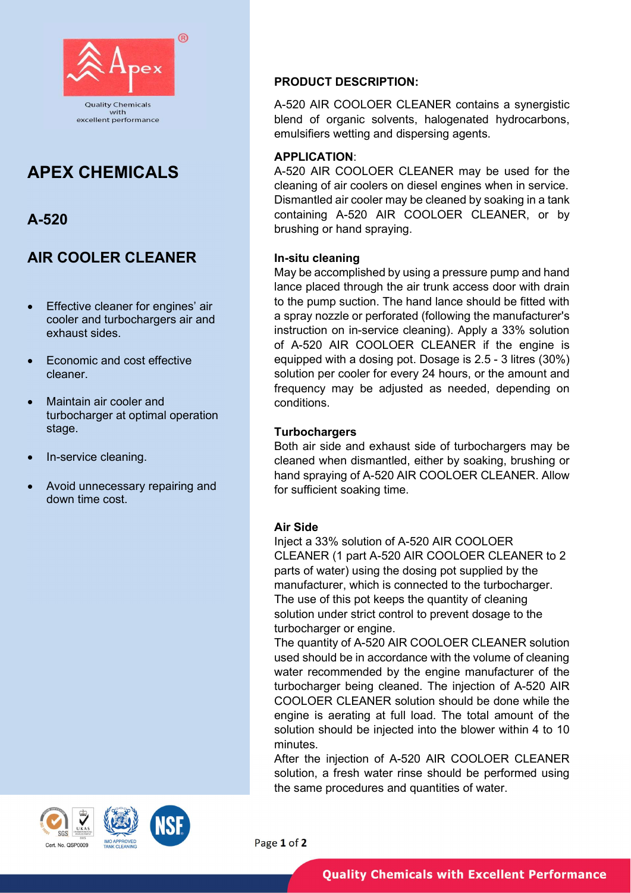Quality Chemicals with excellent performance

# APEX CHEMICALS

## A-520

## AIR COOLER CLEANER

- Effective cleaner for engines' air cooler and turbochargers air and exhaust sides.
- Economic and cost effective cleaner.
- Maintain air cooler and turbocharger at optimal operation stage.
- In-service cleaning.
- Avoid unnecessary repairing and down time cost.

**PRODUCT DESCRIPTION:**

A-520 AIR COOLOER CLEANER contains a synergistic blend of organic solvents, halogenated hydrocarbons, emulsifiers wetting and dispersing agents.

**APPLICATION**:

A-520 AIR COOLOER CLEANER may be used for the cleaning of air coolers on diesel engines when in service. Dismantled air cooler may be cleaned by soaking in a tank containing A-520 AIR COOLOER CLEANER, or by brushing or hand spraying.

**In-situ cleaning**

May be accomplished by using a pressure pump and hand lance placed through the air trunk access door with drain to the pump suction. The hand lance should be fitted with a spray nozzle or perforated (following the manufacturer's instruction on in-service cleaning). Apply a 33% solution of A-520 AIR COOLOER CLEANER if the engine is equipped with a dosing pot. Dosage is 2.5 - 3 litres (30%) solution per cooler for every 24 hours, or the amount and frequency may be adjusted as needed, depending on conditions.

**Turbochargers**

Both air side and exhaust side of turbochargers may be cleaned when dismantled, either by soaking, brushing or hand spraying of A-520 AIR COOLOER CLEANER. Allow for sufficient soaking time.

**Air Side**

Inject a 33% solution of A-520 AIR COOLOER CLEANER (1 part A-520 AIR COOLOER CLEANER to 2 parts of water) using the dosing pot supplied by the manufacturer, which is connected to the turbocharger. The use of this pot keeps the quantity of cleaning solution under strict control to prevent dosage to the turbocharger or engine.

The quantity of A-520 AIR COOLOER CLEANER solution used should be in accordance with the volume of cleaning water recommended by the engine manufacturer of the turbocharger being cleaned. The injection of A-520 AIR COOLOER CLEANER solution should be done while the engine is aerating at full load. The total amount of the solution should be injected into the blower within 4 to 10 minutes.

After the injection of A-520 AIR COOLOER CLEANER solution, a fresh water rinse should be performed using the same procedures and quantities of water.

Cert. No. QSP0009

IMO APPROVED TANK CLEANING

Quality Chemicals with Excellent Performance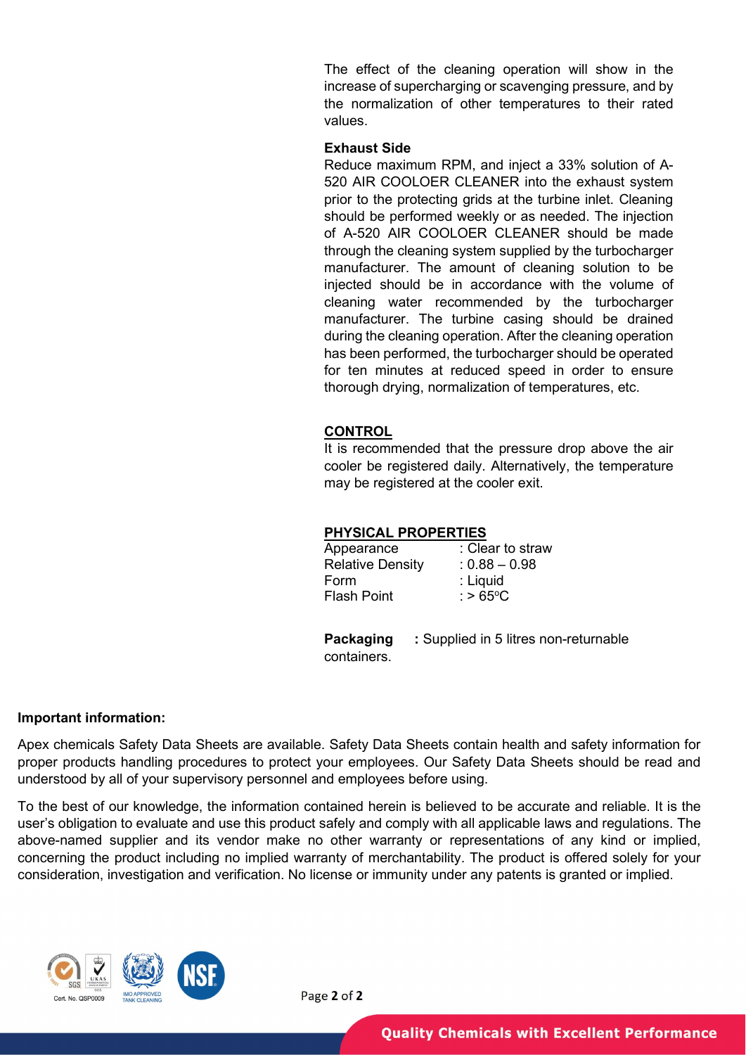The effect of the cleaning operation will show in the increase of supercharging or scavenging pressure, and by the normalization of other temperatures to their rated values.

**Exhaust Side**

Reduce maximum RPM, and inject a 33% solution of A-520 AIR COOLOER CLEANER into the exhaust system prior to the protecting grids at the turbine inlet. Cleaning should be performed weekly or as needed. The injection of A-520 AIR COOLOER CLEANER should be made through the cleaning system supplied by the turbocharger manufacturer. The amount of cleaning solution to be injected should be in accordance with the volume of cleaning water recommended by the turbocharger manufacturer. The turbine casing should be drained during the cleaning operation. After the cleaning operation has been performed, the turbocharger should be operated for ten minutes at reduced speed in order to ensure thorough drying, normalization of temperatures, etc.

## CONTROL

It is recommended that the pressure drop above the air cooler be registered daily. Alternatively, the temperature may be registered at the cooler exit.

## PHYSICAL PROPERTIES

| | |
|---|---|
| Appearance | : Clear to straw |
| Relative Density | : 0.88 – 0.98 |
| Form | : Liquid |
| Flash Point | : > 65°C |

**Packaging** **:** Supplied in 5 litres non-returnable containers.

**Important information:**

Apex chemicals Safety Data Sheets are available. Safety Data Sheets contain health and safety information for proper products handling procedures to protect your employees. Our Safety Data Sheets should be read and understood by all of your supervisory personnel and employees before using.

To the best of our knowledge, the information contained herein is believed to be accurate and reliable. It is the user's obligation to evaluate and use this product safely and comply with all applicable laws and regulations. The above-named supplier and its vendor make no other warranty or representations of any kind or implied, concerning the product including no implied warranty of merchantability. The product is offered solely for your consideration, investigation and verification. No license or immunity under any patents is granted or implied.

Cert. No. QSP0009 IMO APPROVED TANK CLEANING

Quality Chemicals with Excellent Performance